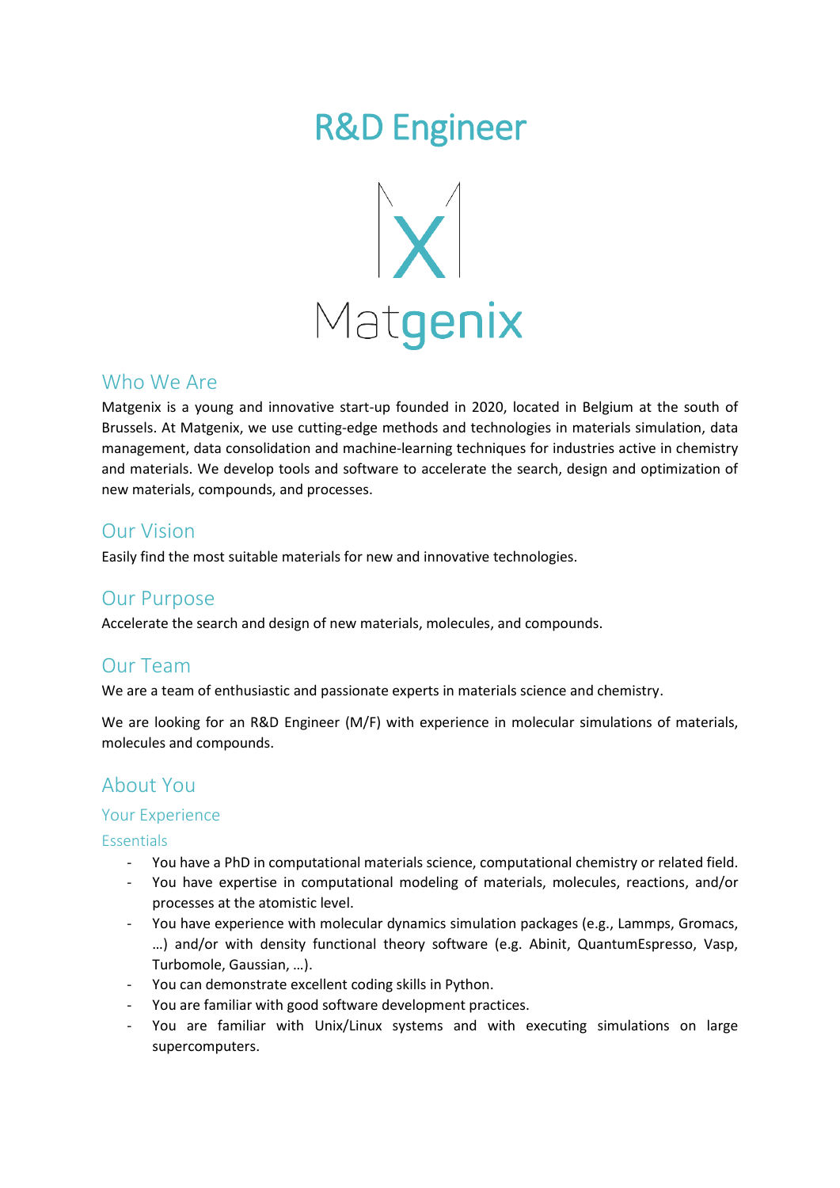# R&D Engineer

Matgenix

## Who We Are

Matgenix is a young and innovative start-up founded in 2020, located in Belgium at the south of Brussels. At Matgenix, we use cutting-edge methods and technologies in materials simulation, data management, data consolidation and machine-learning techniques for industries active in chemistry and materials. We develop tools and software to accelerate the search, design and optimization of new materials, compounds, and processes.

## Our Vision

Easily find the most suitable materials for new and innovative technologies.

## Our Purpose

Accelerate the search and design of new materials, molecules, and compounds.

## Our Team

We are a team of enthusiastic and passionate experts in materials science and chemistry.

We are looking for an R&D Engineer (M/F) with experience in molecular simulations of materials, molecules and compounds.

## About You

### Your Experience

#### Essentials

- You have a PhD in computational materials science, computational chemistry or related field.
- You have expertise in computational modeling of materials, molecules, reactions, and/or processes at the atomistic level.
- You have experience with molecular dynamics simulation packages (e.g., Lammps, Gromacs, …) and/or with density functional theory software (e.g. Abinit, QuantumEspresso, Vasp, Turbomole, Gaussian, …).
- You can demonstrate excellent coding skills in Python.
- You are familiar with good software development practices.
- You are familiar with Unix/Linux systems and with executing simulations on large supercomputers.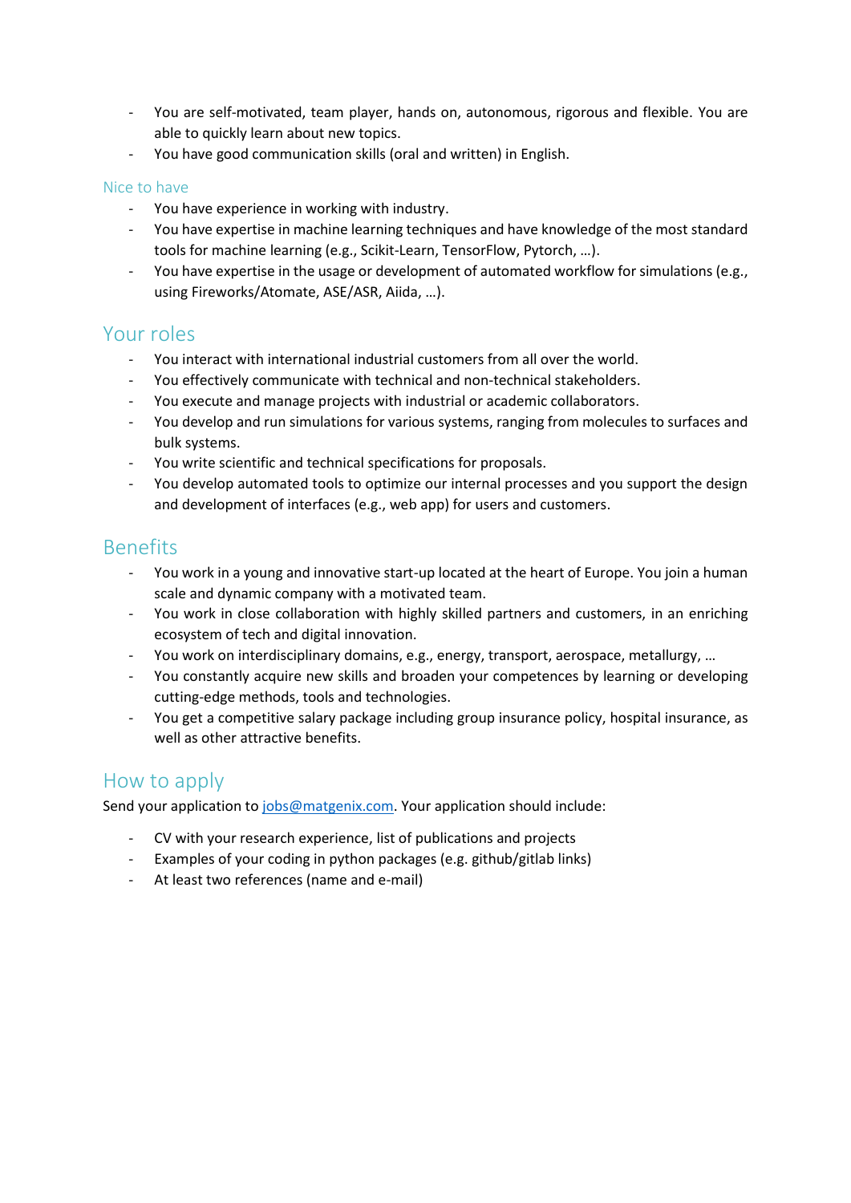- You are self-motivated, team player, hands on, autonomous, rigorous and flexible. You are able to quickly learn about new topics.
- You have good communication skills (oral and written) in English.

### Nice to have

- You have experience in working with industry.
- You have expertise in machine learning techniques and have knowledge of the most standard tools for machine learning (e.g., Scikit-Learn, TensorFlow, Pytorch, …).
- You have expertise in the usage or development of automated workflow for simulations (e.g., using Fireworks/Atomate, ASE/ASR, Aiida, …).

## Your roles

- You interact with international industrial customers from all over the world.
- You effectively communicate with technical and non-technical stakeholders.
- You execute and manage projects with industrial or academic collaborators.
- You develop and run simulations for various systems, ranging from molecules to surfaces and bulk systems.
- You write scientific and technical specifications for proposals.
- You develop automated tools to optimize our internal processes and you support the design and development of interfaces (e.g., web app) for users and customers.

## Benefits

- You work in a young and innovative start-up located at the heart of Europe. You join a human scale and dynamic company with a motivated team.
- You work in close collaboration with highly skilled partners and customers, in an enriching ecosystem of tech and digital innovation.
- You work on interdisciplinary domains, e.g., energy, transport, aerospace, metallurgy, …
- You constantly acquire new skills and broaden your competences by learning or developing cutting-edge methods, tools and technologies.
- You get a competitive salary package including group insurance policy, hospital insurance, as well as other attractive benefits.

## How to apply

Send your application to jobs@matgenix.com. Your application should include:

- CV with your research experience, list of publications and projects
- Examples of your coding in python packages (e.g. github/gitlab links)
- At least two references (name and e-mail)